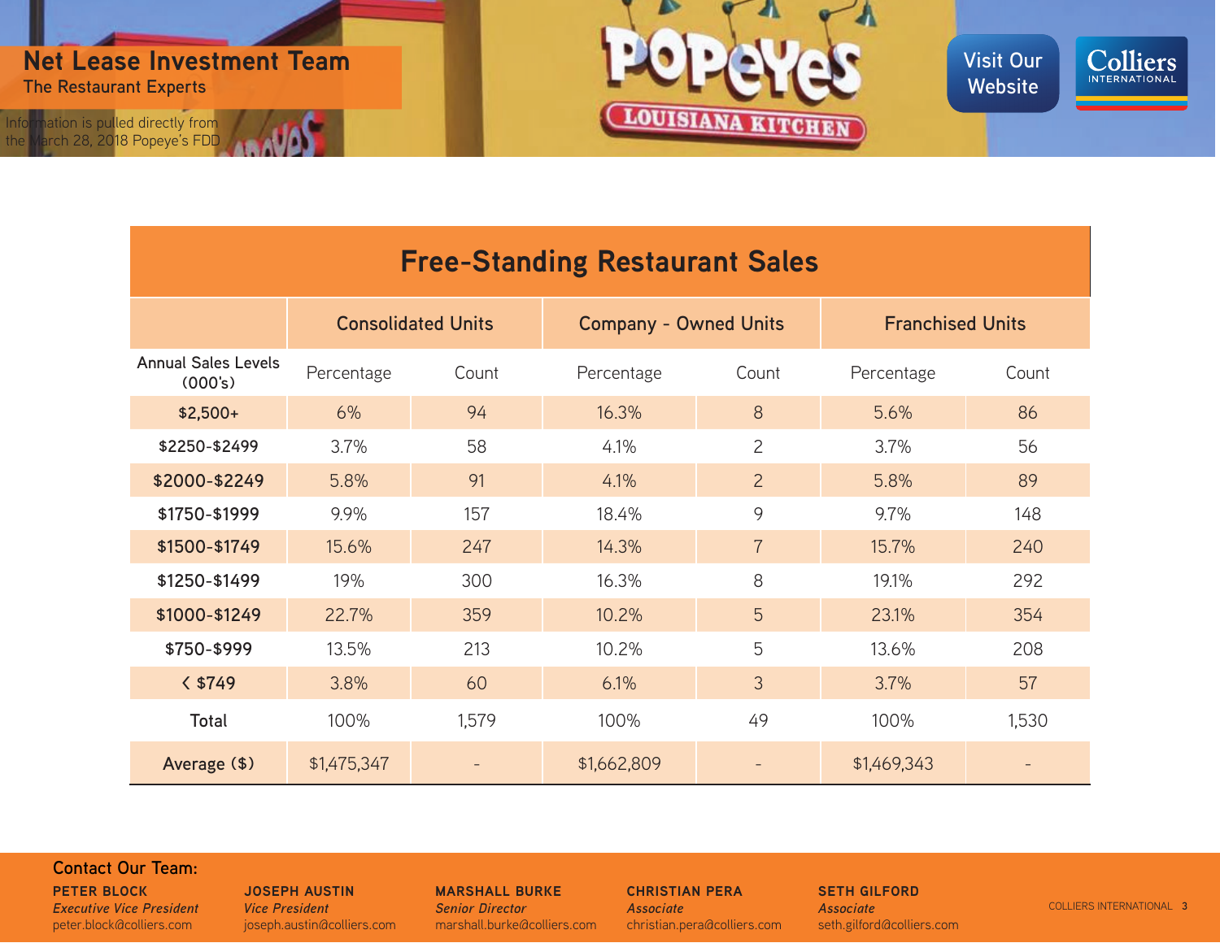## Net Lease Investment Team

The Restaurant Experts

Information is pulled directly from the March 28, 2018 Popeye's FDD

Visit Our Website

# Free-Standing Restaurant Sales

| | Consolidated Units | | Company - Owned Units | | Franchised Units | |
|---|---|---|---|---|---|---|
| Annual Sales Levels (000's) | Percentage | Count | Percentage | Count | Percentage | Count |
| **$2,500+** | 6% | 94 | 16.3% | 8 | 5.6% | 86 |
| **$2250-$2499** | 3.7% | 58 | 4.1% | 2 | 3.7% | 56 |
| **$2000-$2249** | 5.8% | 91 | 4.1% | 2 | 5.8% | 89 |
| **$1750-$1999** | 9.9% | 157 | 18.4% | 9 | 9.7% | 148 |
| **$1500-$1749** | 15.6% | 247 | 14.3% | 7 | 15.7% | 240 |
| **$1250-$1499** | 19% | 300 | 16.3% | 8 | 19.1% | 292 |
| **$1000-$1249** | 22.7% | 359 | 10.2% | 5 | 23.1% | 354 |
| **$750-$999** | 13.5% | 213 | 10.2% | 5 | 13.6% | 208 |
| **< $749** | 3.8% | 60 | 6.1% | 3 | 3.7% | 57 |
| **Total** | 100% | 1,579 | 100% | 49 | 100% | 1,530 |
| **Average ($)** | $1,475,347 | - | $1,662,809 | - | $1,469,343 | - |

**Contact Our Team:**

**PETER BLOCK**
*Executive Vice President*
peter.block@colliers.com

**JOSEPH AUSTIN**
*Vice President*
joseph.austin@colliers.com

**MARSHALL BURKE**
*Senior Director*
marshall.burke@colliers.com

**CHRISTIAN PERA**
*Associate*
christian.pera@colliers.com

**SETH GILFORD**
*Associate*
seth.gilford@colliers.com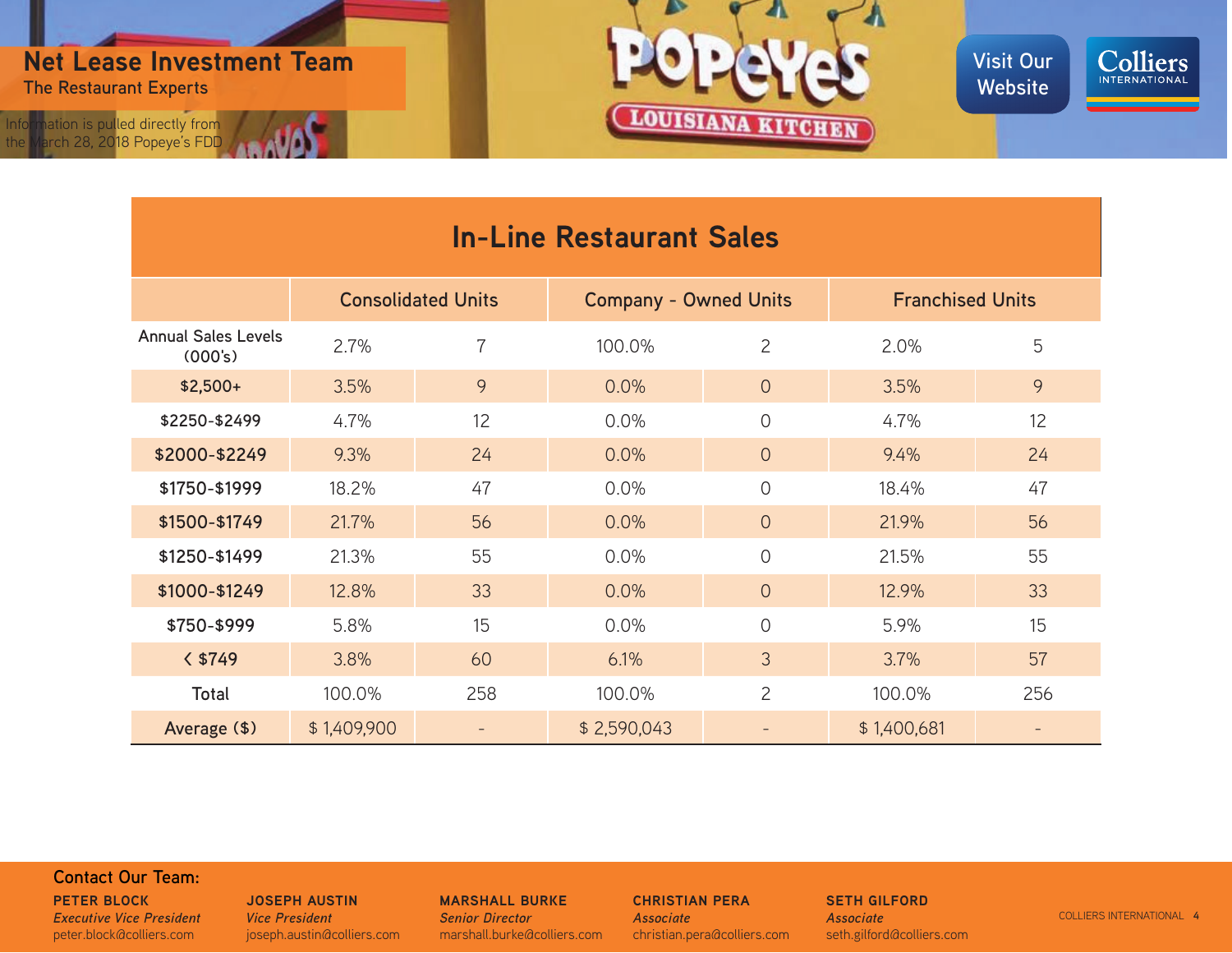## Net Lease Investment Team

The Restaurant Experts

Information is pulled directly from the March 28, 2018 Popeye's FDD

Visit Our Website

# In-Line Restaurant Sales

| | Consolidated Units | | Company - Owned Units | | Franchised Units | |
|---|---|---|---|---|---|---|
| Annual Sales Levels (000's) | 2.7% | 7 | 100.0% | 2 | 2.0% | 5 |
| $2,500+ | 3.5% | 9 | 0.0% | 0 | 3.5% | 9 |
| $2250-$2499 | 4.7% | 12 | 0.0% | 0 | 4.7% | 12 |
| $2000-$2249 | 9.3% | 24 | 0.0% | 0 | 9.4% | 24 |
| $1750-$1999 | 18.2% | 47 | 0.0% | 0 | 18.4% | 47 |
| $1500-$1749 | 21.7% | 56 | 0.0% | 0 | 21.9% | 56 |
| $1250-$1499 | 21.3% | 55 | 0.0% | 0 | 21.5% | 55 |
| $1000-$1249 | 12.8% | 33 | 0.0% | 0 | 12.9% | 33 |
| $750-$999 | 5.8% | 15 | 0.0% | 0 | 5.9% | 15 |
| < $749 | 3.8% | 60 | 6.1% | 3 | 3.7% | 57 |
| Total | 100.0% | 258 | 100.0% | 2 | 100.0% | 256 |
| Average ($) | $ 1,409,900 | - | $ 2,590,043 | - | $ 1,400,681 | - |

**Contact Our Team:**

**PETER BLOCK**
*Executive Vice President*
peter.block@colliers.com

**JOSEPH AUSTIN**
*Vice President*
joseph.austin@colliers.com

**MARSHALL BURKE**
*Senior Director*
marshall.burke@colliers.com

**CHRISTIAN PERA**
*Associate*
christian.pera@colliers.com

**SETH GILFORD**
*Associate*
seth.gilford@colliers.com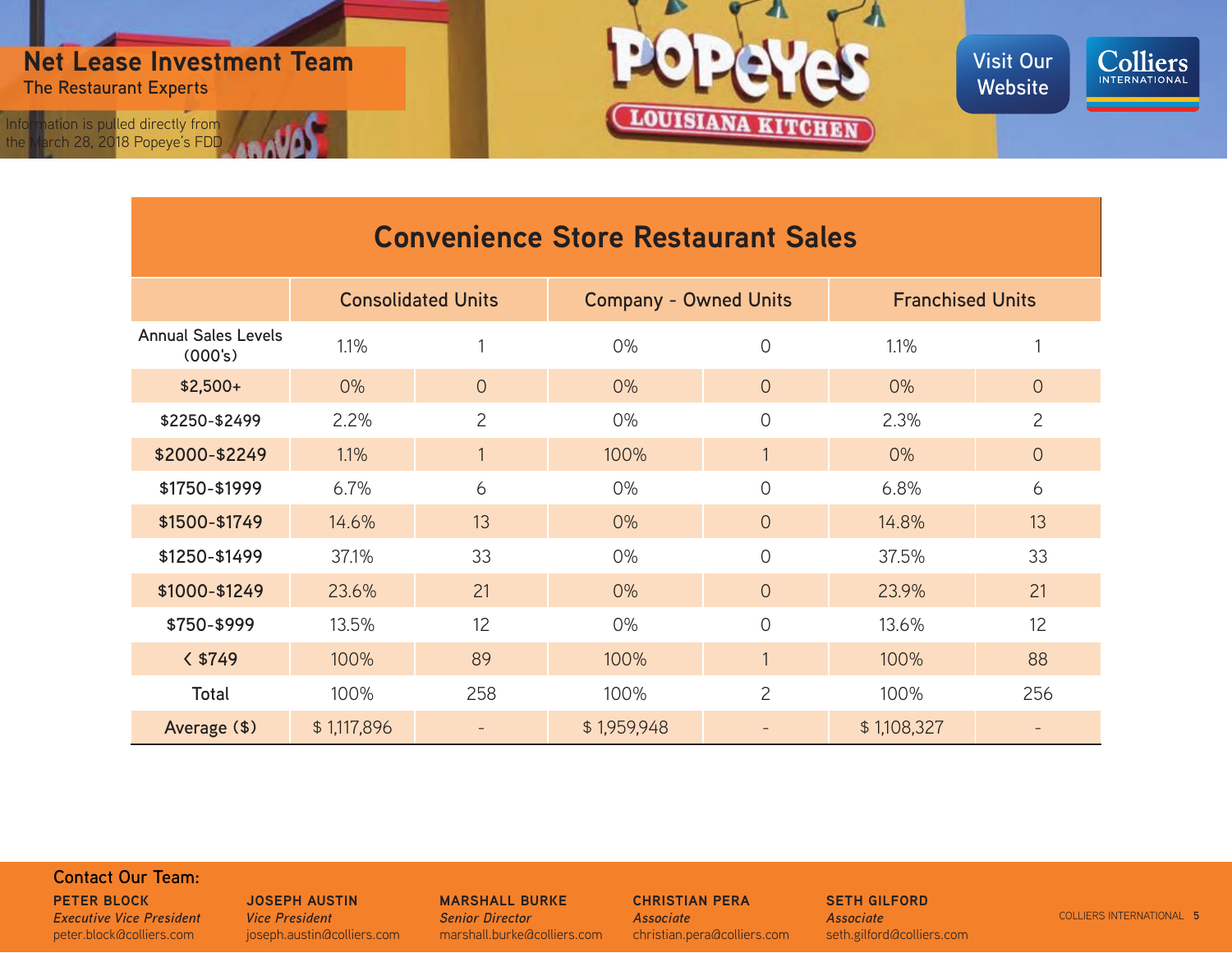# Net Lease Investment Team

The Restaurant Experts

Information is pulled directly from the March 28, 2018 Popeye's FDD

Visit Our Website

## Convenience Store Restaurant Sales

| | Consolidated Units | | Company - Owned Units | | Franchised Units | |
|---|---|---|---|---|---|---|
| Annual Sales Levels (000's) | 1.1% | 1 | 0% | 0 | 1.1% | 1 |
| $2,500+ | 0% | 0 | 0% | 0 | 0% | 0 |
| $2250-$2499 | 2.2% | 2 | 0% | 0 | 2.3% | 2 |
| $2000-$2249 | 1.1% | 1 | 100% | 1 | 0% | 0 |
| $1750-$1999 | 6.7% | 6 | 0% | 0 | 6.8% | 6 |
| $1500-$1749 | 14.6% | 13 | 0% | 0 | 14.8% | 13 |
| $1250-$1499 | 37.1% | 33 | 0% | 0 | 37.5% | 33 |
| $1000-$1249 | 23.6% | 21 | 0% | 0 | 23.9% | 21 |
| $750-$999 | 13.5% | 12 | 0% | 0 | 13.6% | 12 |
| < $749 | 100% | 89 | 100% | 1 | 100% | 88 |
| Total | 100% | 258 | 100% | 2 | 100% | 256 |
| Average ($) | $ 1,117,896 | - | $ 1,959,948 | - | $ 1,108,327 | - |

**Contact Our Team:**

**PETER BLOCK**
*Executive Vice President*
peter.block@colliers.com

**JOSEPH AUSTIN**
*Vice President*
joseph.austin@colliers.com

**MARSHALL BURKE**
*Senior Director*
marshall.burke@colliers.com

**CHRISTIAN PERA**
*Associate*
christian.pera@colliers.com

**SETH GILFORD**
*Associate*
seth.gilford@colliers.com